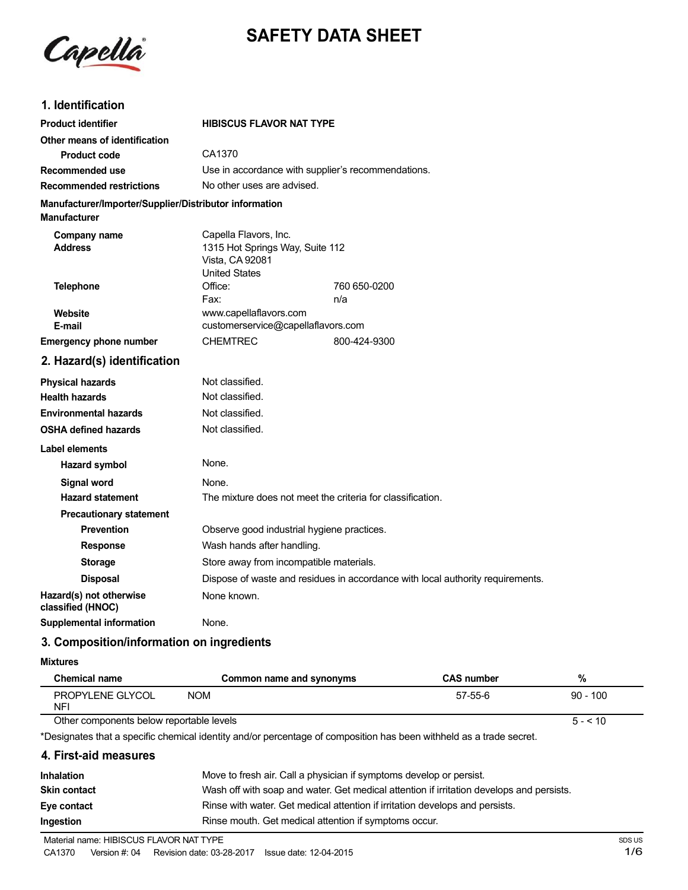# SAFETY DATA SHEET

## 1. Identification

| | |
|---|---|
| **Product identifier** | **HIBISCUS FLAVOR NAT TYPE** |
| **Other means of identification** | |
| **Product code** | CA1370 |
| **Recommended use** | Use in accordance with supplier's recommendations. |
| **Recommended restrictions** | No other uses are advised. |

**Manufacturer/Importer/Supplier/Distributor information**

**Manufacturer**

| | | |
|---|---|---|
| **Company name** | Capella Flavors, Inc. | |
| **Address** | 1315 Hot Springs Way, Suite 112<br>Vista, CA 92081<br>United States | |
| **Telephone** | Office: | 760 650-0200 |
| | Fax: | n/a |
| **Website** | www.capellaflavors.com | |
| **E-mail** | customerservice@capellaflavors.com | |
| **Emergency phone number** | CHEMTREC | 800-424-9300 |

## 2. Hazard(s) identification

| | |
|---|---|
| **Physical hazards** | Not classified. |
| **Health hazards** | Not classified. |
| **Environmental hazards** | Not classified. |
| **OSHA defined hazards** | Not classified. |

**Label elements**

| | |
|---|---|
| **Hazard symbol** | None. |
| **Signal word** | None. |
| **Hazard statement** | The mixture does not meet the criteria for classification. |
| **Precautionary statement** | |
| **Prevention** | Observe good industrial hygiene practices. |
| **Response** | Wash hands after handling. |
| **Storage** | Store away from incompatible materials. |
| **Disposal** | Dispose of waste and residues in accordance with local authority requirements. |
| **Hazard(s) not otherwise classified (HNOC)** | None known. |
| **Supplemental information** | None. |

## 3. Composition/information on ingredients

**Mixtures**

| Chemical name | Common name and synonyms | CAS number | % |
|---|---|---|---|
| PROPYLENE GLYCOL NFI | NOM | 57-55-6 | 90 - 100 |
| Other components below reportable levels | | | 5 - < 10 |

*Designates that a specific chemical identity and/or percentage of composition has been withheld as a trade secret.

## 4. First-aid measures

| | |
|---|---|
| **Inhalation** | Move to fresh air. Call a physician if symptoms develop or persist. |
| **Skin contact** | Wash off with soap and water. Get medical attention if irritation develops and persists. |
| **Eye contact** | Rinse with water. Get medical attention if irritation develops and persists. |
| **Ingestion** | Rinse mouth. Get medical attention if symptoms occur. |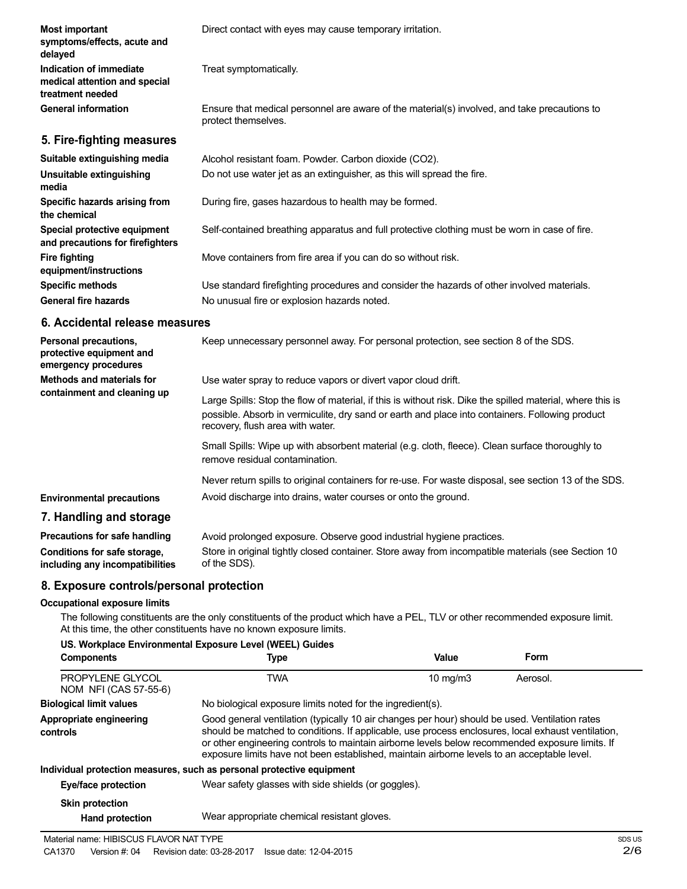| | |
|---|---|
| **Most important symptoms/effects, acute and delayed** | Direct contact with eyes may cause temporary irritation. |
| **Indication of immediate medical attention and special treatment needed** | Treat symptomatically. |
| **General information** | Ensure that medical personnel are aware of the material(s) involved, and take precautions to protect themselves. |

## 5. Fire-fighting measures

| | |
|---|---|
| **Suitable extinguishing media** | Alcohol resistant foam. Powder. Carbon dioxide ($CO_2$). |
| **Unsuitable extinguishing media** | Do not use water jet as an extinguisher, as this will spread the fire. |
| **Specific hazards arising from the chemical** | During fire, gases hazardous to health may be formed. |
| **Special protective equipment and precautions for firefighters** | Self-contained breathing apparatus and full protective clothing must be worn in case of fire. |
| **Fire fighting equipment/instructions** | Move containers from fire area if you can do so without risk. |
| **Specific methods** | Use standard firefighting procedures and consider the hazards of other involved materials. |
| **General fire hazards** | No unusual fire or explosion hazards noted. |

## 6. Accidental release measures

**Personal precautions, protective equipment and emergency procedures**

Keep unnecessary personnel away. For personal protection, see section 8 of the SDS.

**Methods and materials for containment and cleaning up**

Use water spray to reduce vapors or divert vapor cloud drift.

Large Spills: Stop the flow of material, if this is without risk. Dike the spilled material, where this is possible. Absorb in vermiculite, dry sand or earth and place into containers. Following product recovery, flush area with water.

Small Spills: Wipe up with absorbent material (e.g. cloth, fleece). Clean surface thoroughly to remove residual contamination.

Never return spills to original containers for re-use. For waste disposal, see section 13 of the SDS.

**Environmental precautions**

Avoid discharge into drains, water courses or onto the ground.

## 7. Handling and storage

| | |
|---|---|
| **Precautions for safe handling** | Avoid prolonged exposure. Observe good industrial hygiene practices. |
| **Conditions for safe storage, including any incompatibilities** | Store in original tightly closed container. Store away from incompatible materials (see Section 10 of the SDS). |

## 8. Exposure controls/personal protection

**Occupational exposure limits**

The following constituents are the only constituents of the product which have a PEL, TLV or other recommended exposure limit. At this time, the other constituents have no known exposure limits.

**US. Workplace Environmental Exposure Level (WEEL) Guides**

| Components | Type | Value | Form |
|---|---|---|---|
| PROPYLENE GLYCOL NOM NFI (CAS 57-55-6) | TWA | 10 mg/m3 | Aerosol. |

**Biological limit values**

No biological exposure limits noted for the ingredient(s).

**Appropriate engineering controls**

Good general ventilation (typically 10 air changes per hour) should be used. Ventilation rates should be matched to conditions. If applicable, use process enclosures, local exhaust ventilation, or other engineering controls to maintain airborne levels below recommended exposure limits. If exposure limits have not been established, maintain airborne levels to an acceptable level.

**Individual protection measures, such as personal protective equipment**

**Eye/face protection**

Wear safety glasses with side shields (or goggles).

**Skin protection**

**Hand protection**

Wear appropriate chemical resistant gloves.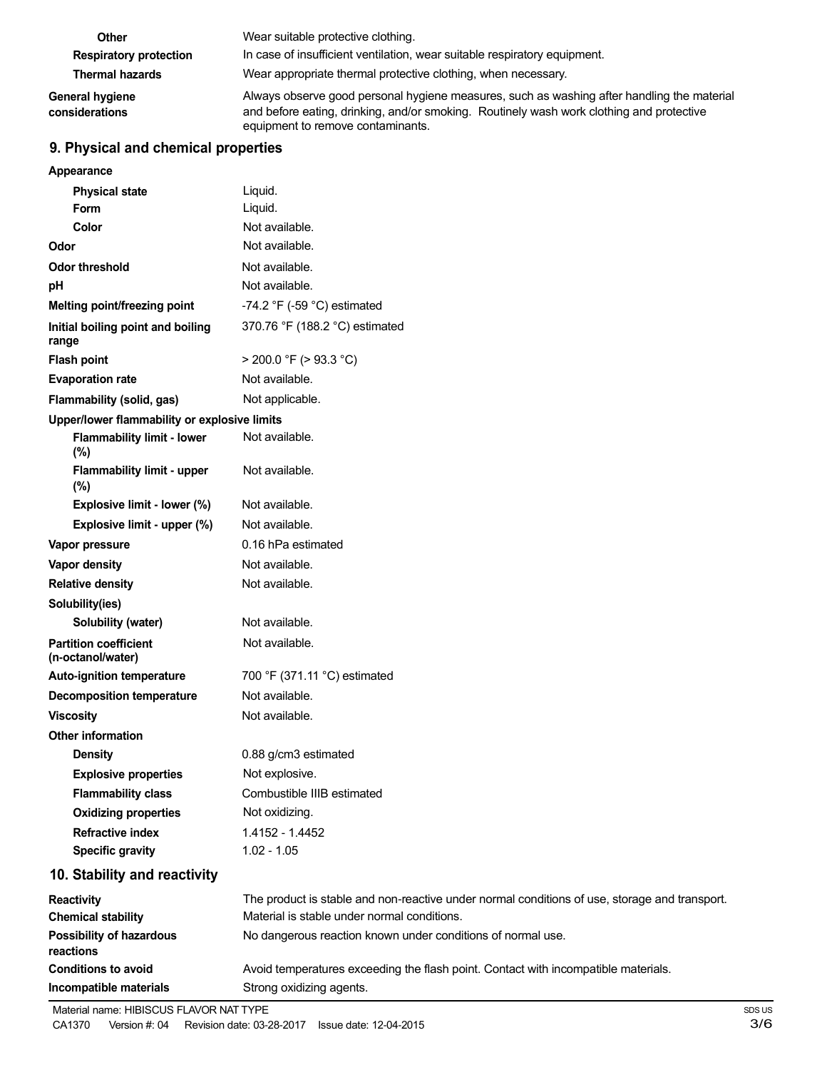| | |
|---|---|
| **Other** | Wear suitable protective clothing. |
| **Respiratory protection** | In case of insufficient ventilation, wear suitable respiratory equipment. |
| **Thermal hazards** | Wear appropriate thermal protective clothing, when necessary. |
| **General hygiene considerations** | Always observe good personal hygiene measures, such as washing after handling the material and before eating, drinking, and/or smoking. Routinely wash work clothing and protective equipment to remove contaminants. |

## 9. Physical and chemical properties

| | |
|---|---|
| **Appearance** | |
| **Physical state** | Liquid. |
| **Form** | Liquid. |
| **Color** | Not available. |
| **Odor** | Not available. |
| **Odor threshold** | Not available. |
| **pH** | Not available. |
| **Melting point/freezing point** | -74.2 °F (-59 °C) estimated |
| **Initial boiling point and boiling range** | 370.76 °F (188.2 °C) estimated |
| **Flash point** | > 200.0 °F (> 93.3 °C) |
| **Evaporation rate** | Not available. |
| **Flammability (solid, gas)** | Not applicable. |
| **Upper/lower flammability or explosive limits** | |
| **Flammability limit - lower (%)** | Not available. |
| **Flammability limit - upper (%)** | Not available. |
| **Explosive limit - lower (%)** | Not available. |
| **Explosive limit - upper (%)** | Not available. |
| **Vapor pressure** | 0.16 hPa estimated |
| **Vapor density** | Not available. |
| **Relative density** | Not available. |
| **Solubility(ies)** | |
| **Solubility (water)** | Not available. |
| **Partition coefficient (n-octanol/water)** | Not available. |
| **Auto-ignition temperature** | 700 °F (371.11 °C) estimated |
| **Decomposition temperature** | Not available. |
| **Viscosity** | Not available. |
| **Other information** | |
| **Density** | 0.88 g/cm3 estimated |
| **Explosive properties** | Not explosive. |
| **Flammability class** | Combustible IIIB estimated |
| **Oxidizing properties** | Not oxidizing. |
| **Refractive index** | 1.4152 - 1.4452 |
| **Specific gravity** | 1.02 - 1.05 |

## 10. Stability and reactivity

| | |
|---|---|
| **Reactivity** | The product is stable and non-reactive under normal conditions of use, storage and transport. |
| **Chemical stability** | Material is stable under normal conditions. |
| **Possibility of hazardous reactions** | No dangerous reaction known under conditions of normal use. |
| **Conditions to avoid** | Avoid temperatures exceeding the flash point. Contact with incompatible materials. |
| **Incompatible materials** | Strong oxidizing agents. |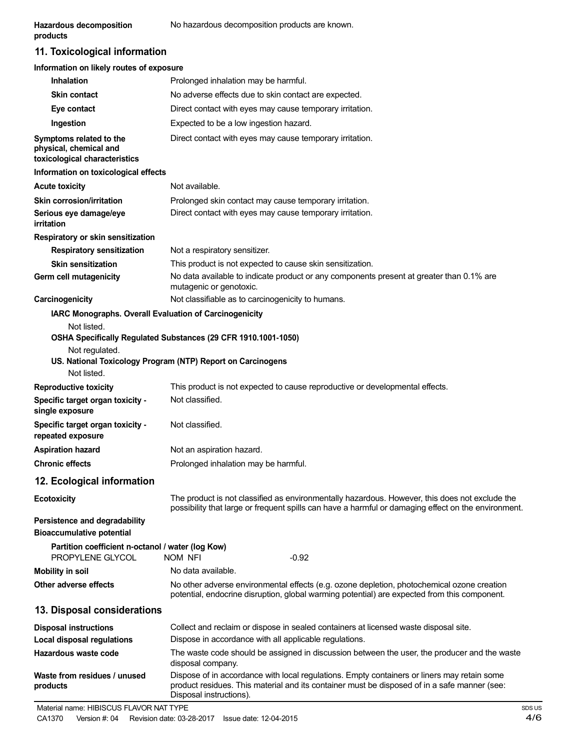| | |
|---|---|
| **Hazardous decomposition products** | No hazardous decomposition products are known. |

## 11. Toxicological information

**Information on likely routes of exposure**

| | |
|---|---|
| **Inhalation** | Prolonged inhalation may be harmful. |
| **Skin contact** | No adverse effects due to skin contact are expected. |
| **Eye contact** | Direct contact with eyes may cause temporary irritation. |
| **Ingestion** | Expected to be a low ingestion hazard. |
| **Symptoms related to the physical, chemical and toxicological characteristics** | Direct contact with eyes may cause temporary irritation. |

**Information on toxicological effects**

| | |
|---|---|
| **Acute toxicity** | Not available. |
| **Skin corrosion/irritation** | Prolonged skin contact may cause temporary irritation. |
| **Serious eye damage/eye irritation** | Direct contact with eyes may cause temporary irritation. |

**Respiratory or skin sensitization**

| | |
|---|---|
| **Respiratory sensitization** | Not a respiratory sensitizer. |
| **Skin sensitization** | This product is not expected to cause skin sensitization. |
| **Germ cell mutagenicity** | No data available to indicate product or any components present at greater than 0.1% are mutagenic or genotoxic. |
| **Carcinogenicity** | Not classifiable as to carcinogenicity to humans. |

**IARC Monographs. Overall Evaluation of Carcinogenicity**

Not listed.

**OSHA Specifically Regulated Substances (29 CFR 1910.1001-1050)**

Not regulated.

**US. National Toxicology Program (NTP) Report on Carcinogens**

Not listed.

| | |
|---|---|
| **Reproductive toxicity** | This product is not expected to cause reproductive or developmental effects. |
| **Specific target organ toxicity - single exposure** | Not classified. |
| **Specific target organ toxicity - repeated exposure** | Not classified. |
| **Aspiration hazard** | Not an aspiration hazard. |
| **Chronic effects** | Prolonged inhalation may be harmful. |

## 12. Ecological information

| | |
|---|---|
| **Ecotoxicity** | The product is not classified as environmentally hazardous. However, this does not exclude the possibility that large or frequent spills can have a harmful or damaging effect on the environment. |

**Persistence and degradability**

**Bioaccumulative potential**

**Partition coefficient n-octanol / water (log Kow)**

| | | |
|---|---|---|
| PROPYLENE GLYCOL | NOM NFI | -0.92 |

| | |
|---|---|
| **Mobility in soil** | No data available. |
| **Other adverse effects** | No other adverse environmental effects (e.g. ozone depletion, photochemical ozone creation potential, endocrine disruption, global warming potential) are expected from this component. |

## 13. Disposal considerations

| | |
|---|---|
| **Disposal instructions** | Collect and reclaim or dispose in sealed containers at licensed waste disposal site. |
| **Local disposal regulations** | Dispose in accordance with all applicable regulations. |
| **Hazardous waste code** | The waste code should be assigned in discussion between the user, the producer and the waste disposal company. |
| **Waste from residues / unused products** | Dispose of in accordance with local regulations. Empty containers or liners may retain some product residues. This material and its container must be disposed of in a safe manner (see: Disposal instructions). |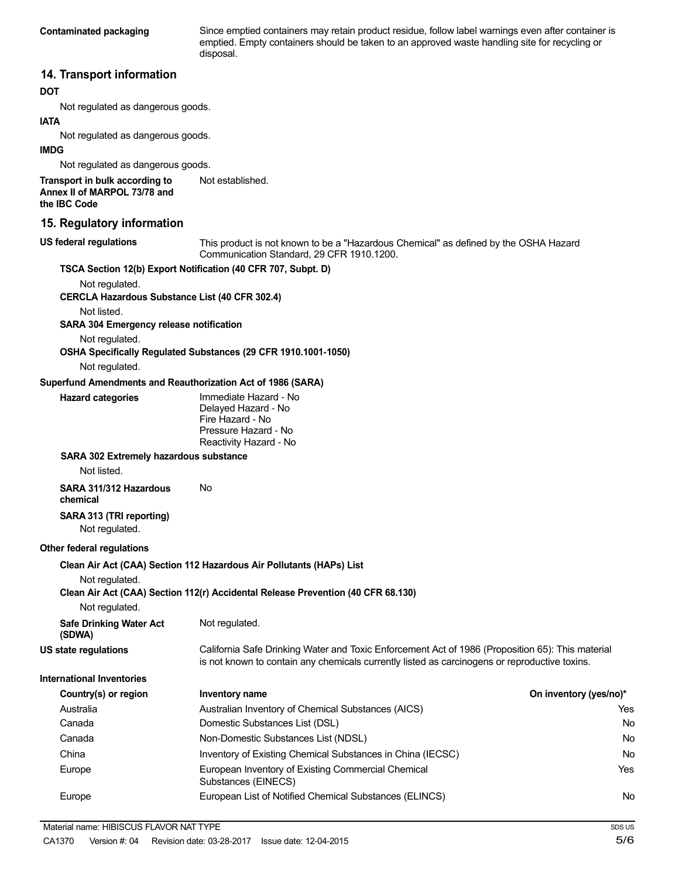**Contaminated packaging** Since emptied containers may retain product residue, follow label warnings even after container is emptied. Empty containers should be taken to an approved waste handling site for recycling or disposal.

## 14. Transport information

**DOT**

Not regulated as dangerous goods.

**IATA**

Not regulated as dangerous goods.

**IMDG**

Not regulated as dangerous goods.

**Transport in bulk according to Annex II of MARPOL 73/78 and the IBC Code** Not established.

## 15. Regulatory information

**US federal regulations** This product is not known to be a "Hazardous Chemical" as defined by the OSHA Hazard Communication Standard, 29 CFR 1910.1200.

**TSCA Section 12(b) Export Notification (40 CFR 707, Subpt. D)**

Not regulated.

**CERCLA Hazardous Substance List (40 CFR 302.4)**

Not listed.

**SARA 304 Emergency release notification**

Not regulated.

**OSHA Specifically Regulated Substances (29 CFR 1910.1001-1050)**

Not regulated.

**Superfund Amendments and Reauthorization Act of 1986 (SARA)**

**Hazard categories**
Immediate Hazard - No
Delayed Hazard - No
Fire Hazard - No
Pressure Hazard - No
Reactivity Hazard - No

**SARA 302 Extremely hazardous substance**

Not listed.

**SARA 311/312 Hazardous chemical** No

**SARA 313 (TRI reporting)**

Not regulated.

**Other federal regulations**

**Clean Air Act (CAA) Section 112 Hazardous Air Pollutants (HAPs) List**

Not regulated.

**Clean Air Act (CAA) Section 112(r) Accidental Release Prevention (40 CFR 68.130)**

Not regulated.

**Safe Drinking Water Act (SDWA)** Not regulated.

**US state regulations** California Safe Drinking Water and Toxic Enforcement Act of 1986 (Proposition 65): This material is not known to contain any chemicals currently listed as carcinogens or reproductive toxins.

**International Inventories**

| Country(s) or region | Inventory name | On inventory (yes/no)* |
| --- | --- | --- |
| Australia | Australian Inventory of Chemical Substances (AICS) | Yes |
| Canada | Domestic Substances List (DSL) | No |
| Canada | Non-Domestic Substances List (NDSL) | No |
| China | Inventory of Existing Chemical Substances in China (IECSC) | No |
| Europe | European Inventory of Existing Commercial Chemical Substances (EINECS) | Yes |
| Europe | European List of Notified Chemical Substances (ELINCS) | No |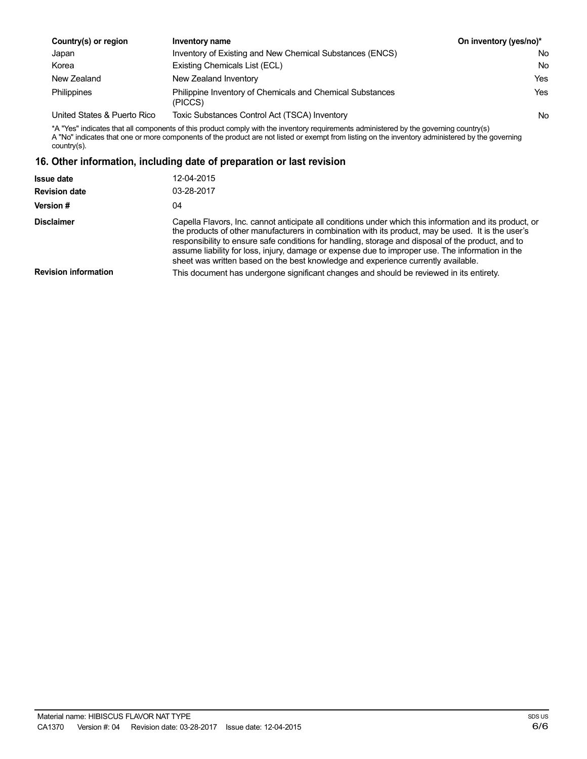| Country(s) or region | Inventory name | On inventory (yes/no)* |
|---|---|---|
| Japan | Inventory of Existing and New Chemical Substances (ENCS) | No |
| Korea | Existing Chemicals List (ECL) | No |
| New Zealand | New Zealand Inventory | Yes |
| Philippines | Philippine Inventory of Chemicals and Chemical Substances (PICCS) | Yes |
| United States & Puerto Rico | Toxic Substances Control Act (TSCA) Inventory | No |

*A "Yes" indicates that all components of this product comply with the inventory requirements administered by the governing country(s)
A "No" indicates that one or more components of the product are not listed or exempt from listing on the inventory administered by the governing country(s).

## 16. Other information, including date of preparation or last revision

| | |
|---|---|
| **Issue date** | 12-04-2015 |
| **Revision date** | 03-28-2017 |
| **Version #** | 04 |
| **Disclaimer** | Capella Flavors, Inc. cannot anticipate all conditions under which this information and its product, or the products of other manufacturers in combination with its product, may be used. It is the user's responsibility to ensure safe conditions for handling, storage and disposal of the product, and to assume liability for loss, injury, damage or expense due to improper use. The information in the sheet was written based on the best knowledge and experience currently available. |
| **Revision information** | This document has undergone significant changes and should be reviewed in its entirety. |